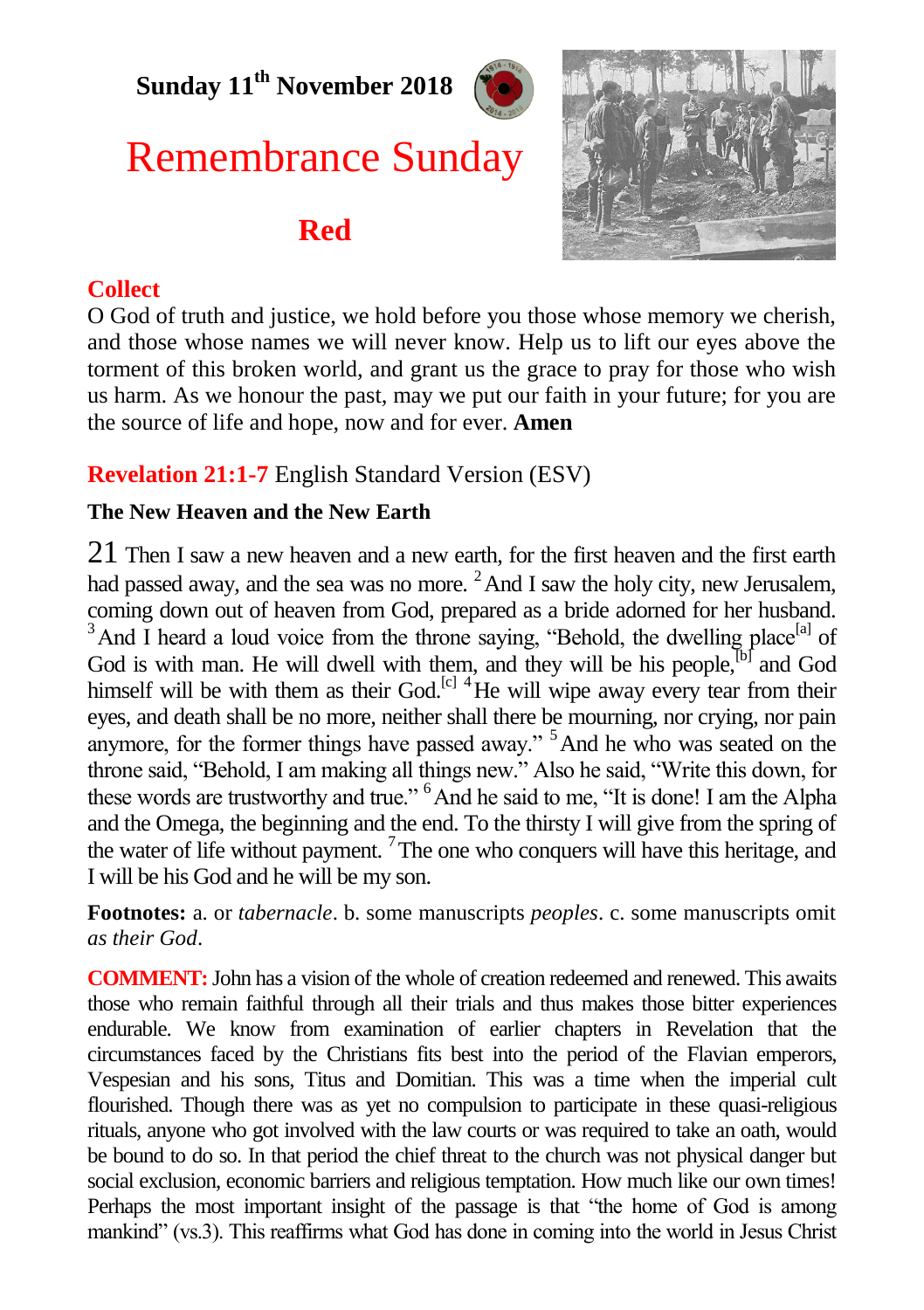**Sunday 11th November 2018**

# Remembrance Sunday

**Red**

## Collect

O God of truth and justice, we hold before you those whose memory we cherish, and those whose names we will never know. Help us to lift our eyes above the torment of this broken world, and grant us the grace to pray for those who wish us harm. As we honour the past, may we put our faith in your future; for you are the source of life and hope, now and for ever. **Amen**

## Revelation 21:1-7 English Standard Version (ESV)

### The New Heaven and the New Earth

21 Then I saw a new heaven and a new earth, for the first heaven and the first earth had passed away, and the sea was no more. 2 And I saw the holy city, new Jerusalem, coming down out of heaven from God, prepared as a bride adorned for her husband. 3 And I heard a loud voice from the throne saying, "Behold, the dwelling place[a] of God is with man. He will dwell with them, and they will be his people,[b] and God himself will be with them as their God.[c] 4 He will wipe away every tear from their eyes, and death shall be no more, neither shall there be mourning, nor crying, nor pain anymore, for the former things have passed away." 5 And he who was seated on the throne said, "Behold, I am making all things new." Also he said, "Write this down, for these words are trustworthy and true." 6 And he said to me, "It is done! I am the Alpha and the Omega, the beginning and the end. To the thirsty I will give from the spring of the water of life without payment. 7 The one who conquers will have this heritage, and I will be his God and he will be my son.

**Footnotes:** a. or *tabernacle*. b. some manuscripts *peoples*. c. some manuscripts omit *as their God*.

**COMMENT:** John has a vision of the whole of creation redeemed and renewed. This awaits those who remain faithful through all their trials and thus makes those bitter experiences endurable. We know from examination of earlier chapters in Revelation that the circumstances faced by the Christians fits best into the period of the Flavian emperors, Vespesian and his sons, Titus and Domitian. This was a time when the imperial cult flourished. Though there was as yet no compulsion to participate in these quasi-religious rituals, anyone who got involved with the law courts or was required to take an oath, would be bound to do so. In that period the chief threat to the church was not physical danger but social exclusion, economic barriers and religious temptation. How much like our own times! Perhaps the most important insight of the passage is that "the home of God is among mankind" (vs.3). This reaffirms what God has done in coming into the world in Jesus Christ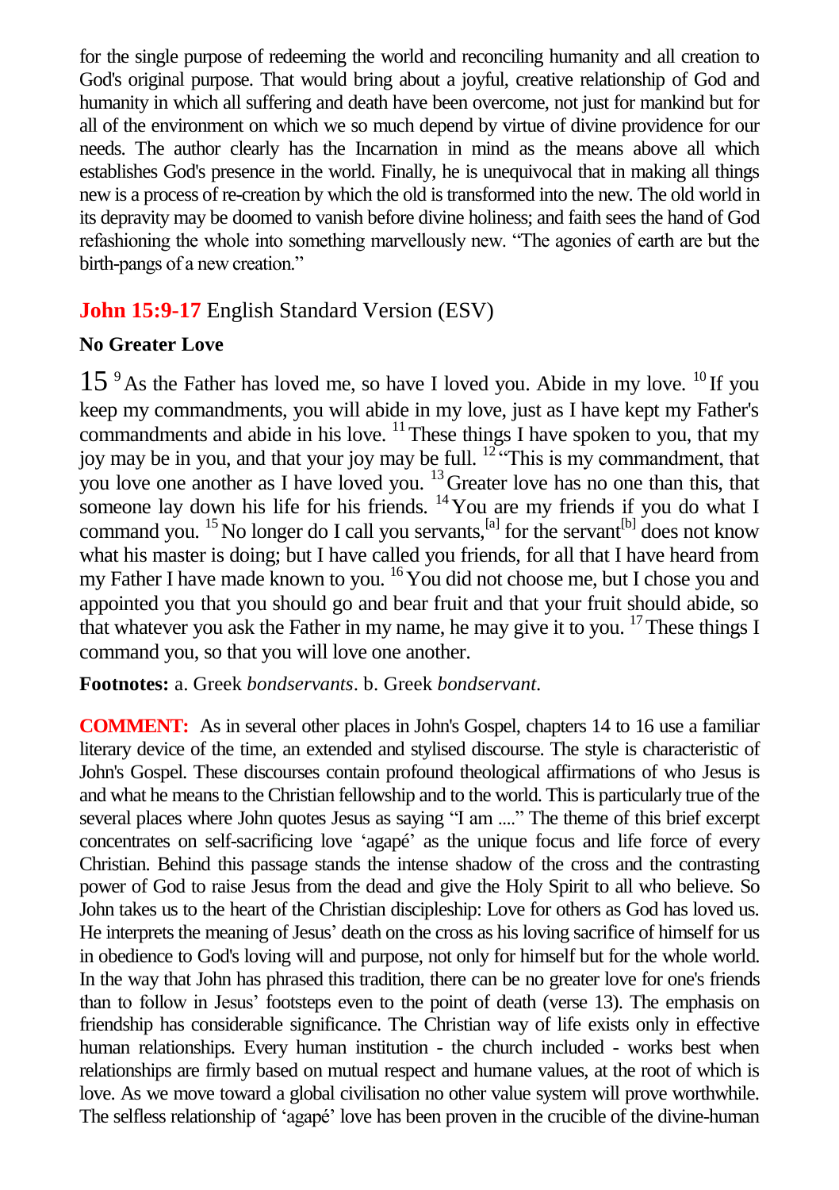for the single purpose of redeeming the world and reconciling humanity and all creation to God's original purpose. That would bring about a joyful, creative relationship of God and humanity in which all suffering and death have been overcome, not just for mankind but for all of the environment on which we so much depend by virtue of divine providence for our needs. The author clearly has the Incarnation in mind as the means above all which establishes God's presence in the world. Finally, he is unequivocal that in making all things new is a process of re-creation by which the old is transformed into the new. The old world in its depravity may be doomed to vanish before divine holiness; and faith sees the hand of God refashioning the whole into something marvellously new. "The agonies of earth are but the birth-pangs of a new creation."

## **John 15:9-17** English Standard Version (ESV)

### No Greater Love

15 [9] As the Father has loved me, so have I loved you. Abide in my love. [10] If you keep my commandments, you will abide in my love, just as I have kept my Father's commandments and abide in his love. [11] These things I have spoken to you, that my joy may be in you, and that your joy may be full. [12] "This is my commandment, that you love one another as I have loved you. [13] Greater love has no one than this, that someone lay down his life for his friends. [14] You are my friends if you do what I command you. [15] No longer do I call you servants,[a] for the servant[b] does not know what his master is doing; but I have called you friends, for all that I have heard from my Father I have made known to you. [16] You did not choose me, but I chose you and appointed you that you should go and bear fruit and that your fruit should abide, so that whatever you ask the Father in my name, he may give it to you. [17] These things I command you, so that you will love one another.

**Footnotes:** a. Greek *bondservants*. b. Greek *bondservant*.

**COMMENT:** As in several other places in John's Gospel, chapters 14 to 16 use a familiar literary device of the time, an extended and stylised discourse. The style is characteristic of John's Gospel. These discourses contain profound theological affirmations of who Jesus is and what he means to the Christian fellowship and to the world. This is particularly true of the several places where John quotes Jesus as saying "I am ...." The theme of this brief excerpt concentrates on self-sacrificing love 'agapé' as the unique focus and life force of every Christian. Behind this passage stands the intense shadow of the cross and the contrasting power of God to raise Jesus from the dead and give the Holy Spirit to all who believe. So John takes us to the heart of the Christian discipleship: Love for others as God has loved us. He interprets the meaning of Jesus' death on the cross as his loving sacrifice of himself for us in obedience to God's loving will and purpose, not only for himself but for the whole world. In the way that John has phrased this tradition, there can be no greater love for one's friends than to follow in Jesus' footsteps even to the point of death (verse 13). The emphasis on friendship has considerable significance. The Christian way of life exists only in effective human relationships. Every human institution - the church included - works best when relationships are firmly based on mutual respect and humane values, at the root of which is love. As we move toward a global civilisation no other value system will prove worthwhile. The selfless relationship of 'agapé' love has been proven in the crucible of the divine-human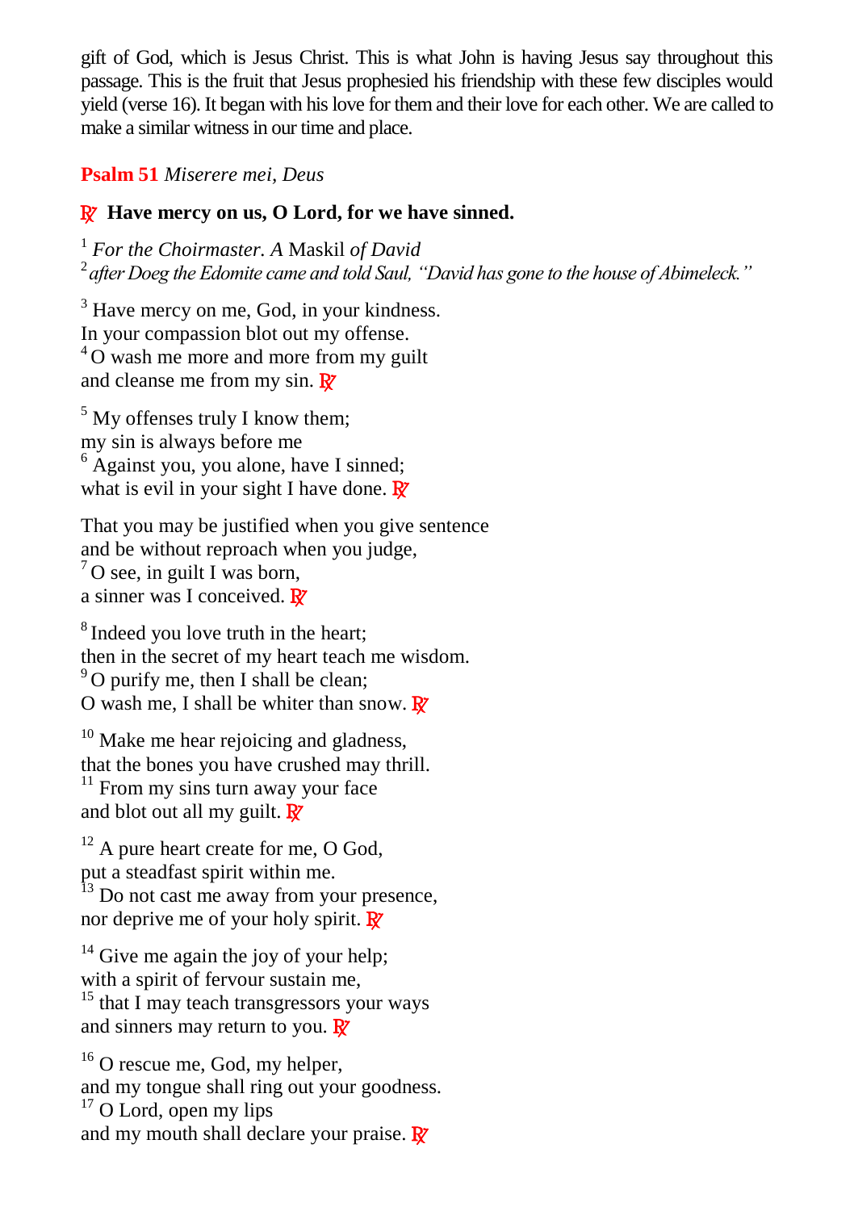gift of God, which is Jesus Christ. This is what John is having Jesus say throughout this passage. This is the fruit that Jesus prophesied his friendship with these few disciples would yield (verse 16). It began with his love for them and their love for each other. We are called to make a similar witness in our time and place.

**Psalm 51** *Miserere mei, Deus*

℟ **Have mercy on us, O Lord, for we have sinned.**

[1] *For the Choirmaster. A* Maskil *of David*
[2] *after Doeg the Edomite came and told Saul, "David has gone to the house of Abimeleck."*

[3] Have mercy on me, God, in your kindness.
In your compassion blot out my offense.
[4] O wash me more and more from my guilt
and cleanse me from my sin. ℟

[5] My offenses truly I know them;
my sin is always before me
[6] Against you, you alone, have I sinned;
what is evil in your sight I have done. ℟

That you may be justified when you give sentence
and be without reproach when you judge,
[7] O see, in guilt I was born,
a sinner was I conceived. ℟

[8] Indeed you love truth in the heart;
then in the secret of my heart teach me wisdom.
[9] O purify me, then I shall be clean;
O wash me, I shall be whiter than snow. ℟

[10] Make me hear rejoicing and gladness,
that the bones you have crushed may thrill.
[11] From my sins turn away your face
and blot out all my guilt. ℟

[12] A pure heart create for me, O God,
put a steadfast spirit within me.
[13] Do not cast me away from your presence,
nor deprive me of your holy spirit. ℟

[14] Give me again the joy of your help;
with a spirit of fervour sustain me,
[15] that I may teach transgressors your ways
and sinners may return to you. ℟

[16] O rescue me, God, my helper,
and my tongue shall ring out your goodness.
[17] O Lord, open my lips
and my mouth shall declare your praise. ℟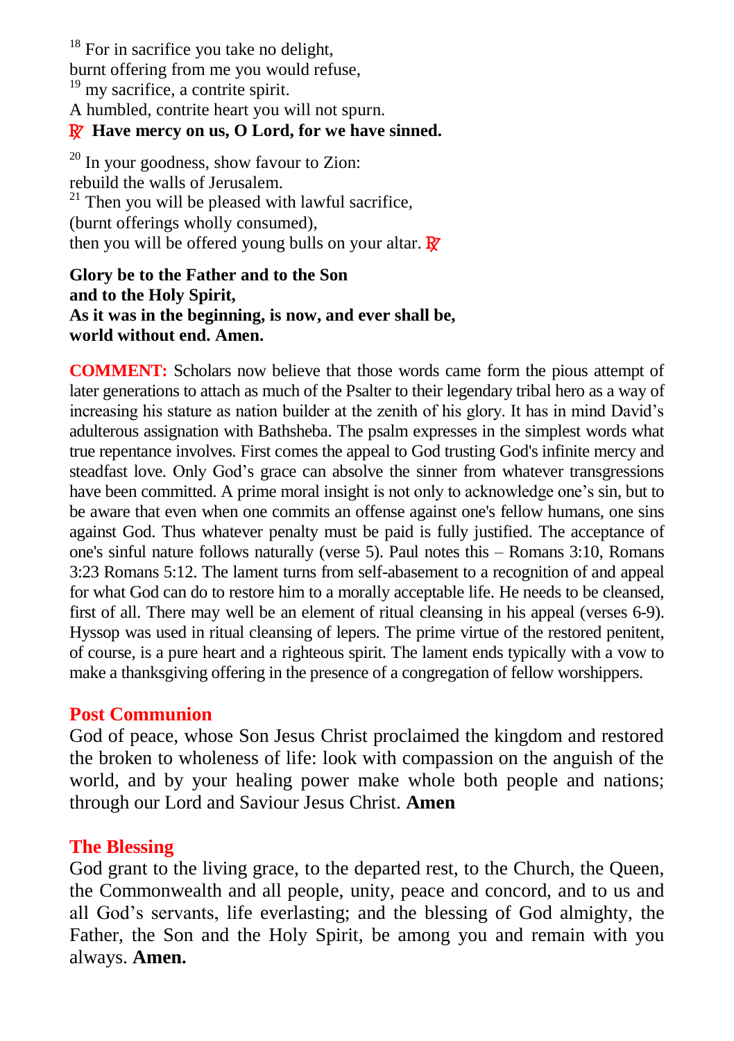[18] For in sacrifice you take no delight,
burnt offering from me you would refuse,
[19] my sacrifice, a contrite spirit.
A humbled, contrite heart you will not spurn.
℟ **Have mercy on us, O Lord, for we have sinned.**

[20] In your goodness, show favour to Zion:
rebuild the walls of Jerusalem.
[21] Then you will be pleased with lawful sacrifice,
(burnt offerings wholly consumed),
then you will be offered young bulls on your altar. ℟

**Glory be to the Father and to the Son
and to the Holy Spirit,
As it was in the beginning, is now, and ever shall be,
world without end. Amen.**

**COMMENT:** Scholars now believe that those words came form the pious attempt of later generations to attach as much of the Psalter to their legendary tribal hero as a way of increasing his stature as nation builder at the zenith of his glory. It has in mind David's adulterous assignation with Bathsheba. The psalm expresses in the simplest words what true repentance involves. First comes the appeal to God trusting God's infinite mercy and steadfast love. Only God's grace can absolve the sinner from whatever transgressions have been committed. A prime moral insight is not only to acknowledge one's sin, but to be aware that even when one commits an offense against one's fellow humans, one sins against God. Thus whatever penalty must be paid is fully justified. The acceptance of one's sinful nature follows naturally (verse 5). Paul notes this – Romans 3:10, Romans 3:23 Romans 5:12. The lament turns from self-abasement to a recognition of and appeal for what God can do to restore him to a morally acceptable life. He needs to be cleansed, first of all. There may well be an element of ritual cleansing in his appeal (verses 6-9). Hyssop was used in ritual cleansing of lepers. The prime virtue of the restored penitent, of course, is a pure heart and a righteous spirit. The lament ends typically with a vow to make a thanksgiving offering in the presence of a congregation of fellow worshippers.

## Post Communion

God of peace, whose Son Jesus Christ proclaimed the kingdom and restored the broken to wholeness of life: look with compassion on the anguish of the world, and by your healing power make whole both people and nations; through our Lord and Saviour Jesus Christ. **Amen**

## The Blessing

God grant to the living grace, to the departed rest, to the Church, the Queen, the Commonwealth and all people, unity, peace and concord, and to us and all God's servants, life everlasting; and the blessing of God almighty, the Father, the Son and the Holy Spirit, be among you and remain with you always. **Amen.**